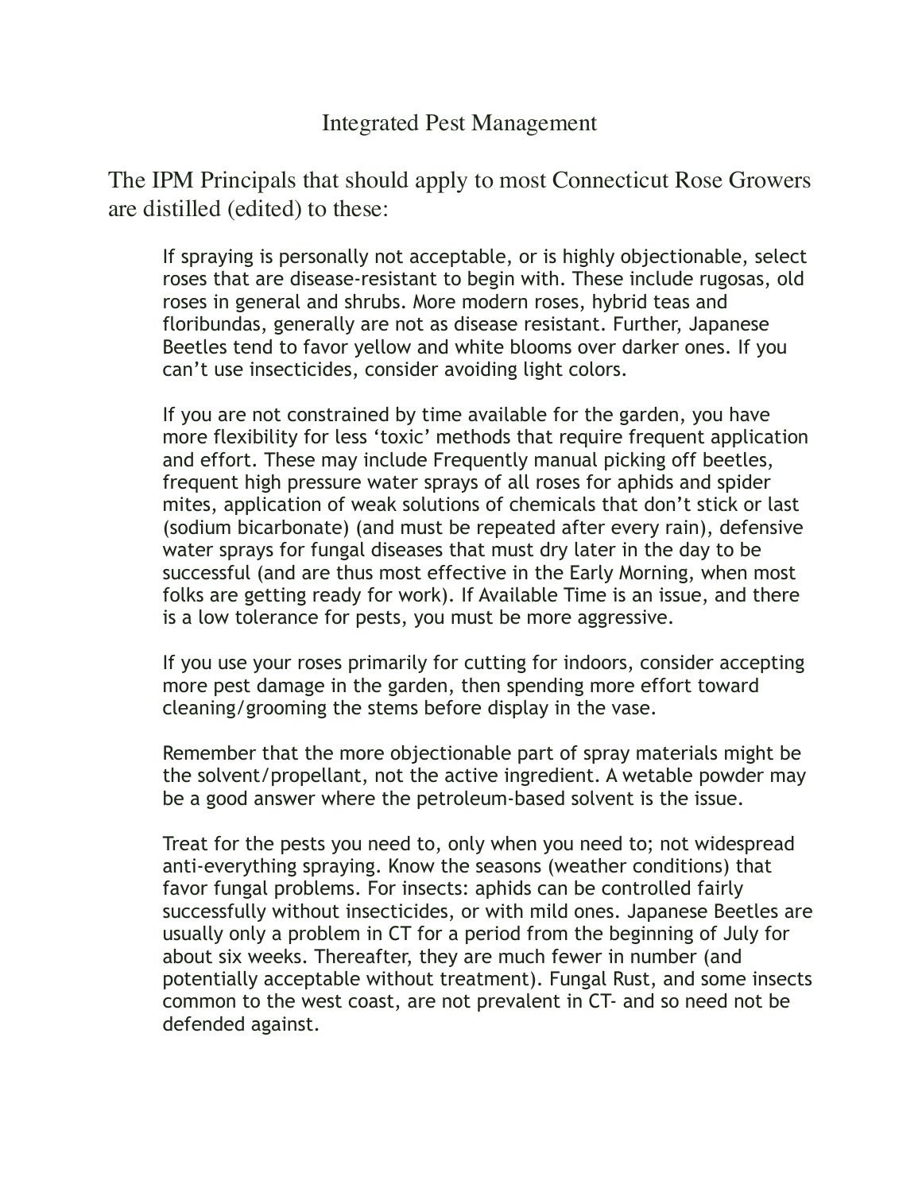# Integrated Pest Management

The IPM Principals that should apply to most Connecticut Rose Growers are distilled (edited) to these:

If spraying is personally not acceptable, or is highly objectionable, select roses that are disease-resistant to begin with. These include rugosas, old roses in general and shrubs. More modern roses, hybrid teas and floribundas, generally are not as disease resistant. Further, Japanese Beetles tend to favor yellow and white blooms over darker ones. If you can't use insecticides, consider avoiding light colors.

If you are not constrained by time available for the garden, you have more flexibility for less 'toxic' methods that require frequent application and effort. These may include Frequently manual picking off beetles, frequent high pressure water sprays of all roses for aphids and spider mites, application of weak solutions of chemicals that don't stick or last (sodium bicarbonate) (and must be repeated after every rain), defensive water sprays for fungal diseases that must dry later in the day to be successful (and are thus most effective in the Early Morning, when most folks are getting ready for work). If Available Time is an issue, and there is a low tolerance for pests, you must be more aggressive.

If you use your roses primarily for cutting for indoors, consider accepting more pest damage in the garden, then spending more effort toward cleaning/grooming the stems before display in the vase.

Remember that the more objectionable part of spray materials might be the solvent/propellant, not the active ingredient. A wetable powder may be a good answer where the petroleum-based solvent is the issue.

Treat for the pests you need to, only when you need to; not widespread anti-everything spraying. Know the seasons (weather conditions) that favor fungal problems. For insects: aphids can be controlled fairly successfully without insecticides, or with mild ones. Japanese Beetles are usually only a problem in CT for a period from the beginning of July for about six weeks. Thereafter, they are much fewer in number (and potentially acceptable without treatment). Fungal Rust, and some insects common to the west coast, are not prevalent in CT- and so need not be defended against.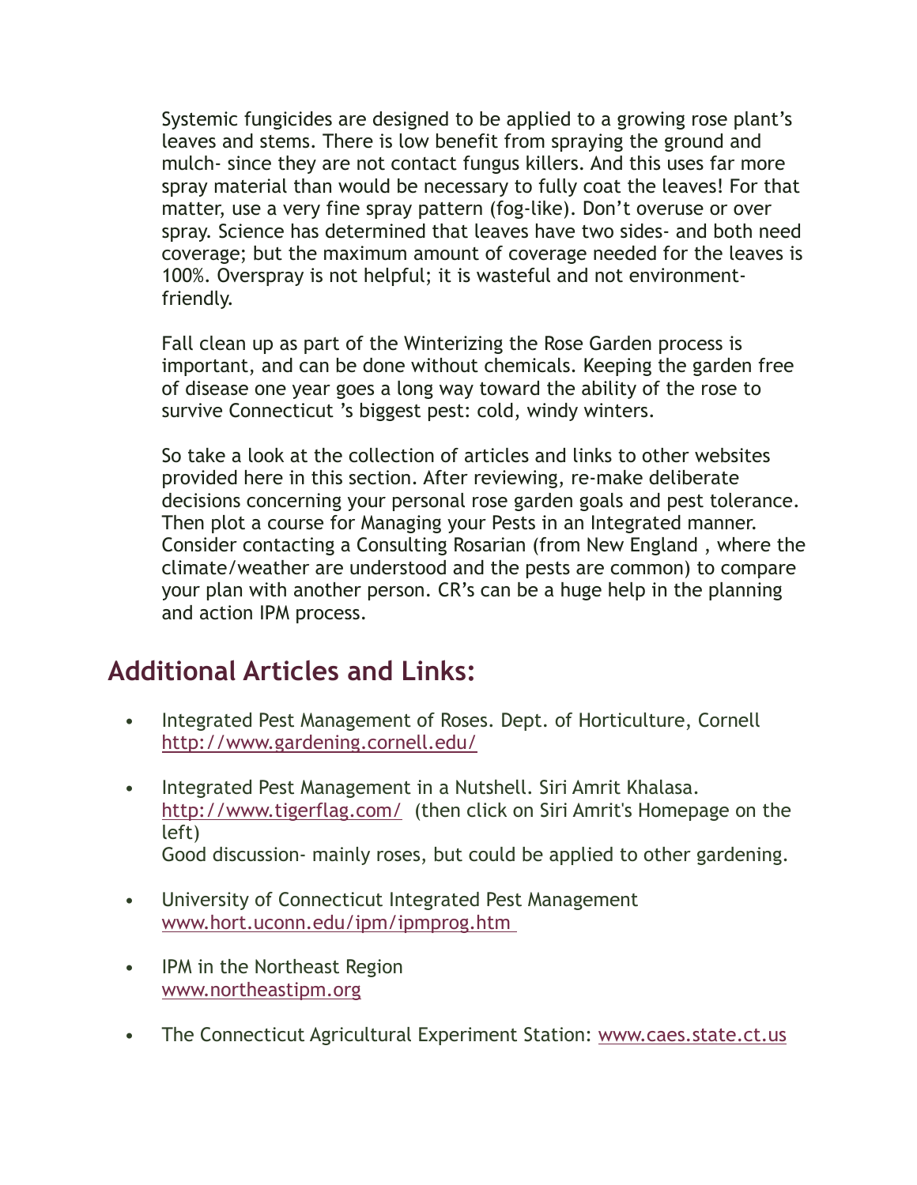Systemic fungicides are designed to be applied to a growing rose plant's leaves and stems. There is low benefit from spraying the ground and mulch- since they are not contact fungus killers. And this uses far more spray material than would be necessary to fully coat the leaves! For that matter, use a very fine spray pattern (fog-like). Don't overuse or over spray. Science has determined that leaves have two sides- and both need coverage; but the maximum amount of coverage needed for the leaves is 100%. Overspray is not helpful; it is wasteful and not environment-friendly.

Fall clean up as part of the Winterizing the Rose Garden process is important, and can be done without chemicals. Keeping the garden free of disease one year goes a long way toward the ability of the rose to survive Connecticut 's biggest pest: cold, windy winters.

So take a look at the collection of articles and links to other websites provided here in this section. After reviewing, re-make deliberate decisions concerning your personal rose garden goals and pest tolerance. Then plot a course for Managing your Pests in an Integrated manner. Consider contacting a Consulting Rosarian (from New England , where the climate/weather are understood and the pests are common) to compare your plan with another person. CR's can be a huge help in the planning and action IPM process.

## Additional Articles and Links:

- Integrated Pest Management of Roses. Dept. of Horticulture, Cornell
  http://www.gardening.cornell.edu/
- Integrated Pest Management in a Nutshell. Siri Amrit Khalasa.
  http://www.tigerflag.com/ (then click on Siri Amrit's Homepage on the left)
  Good discussion- mainly roses, but could be applied to other gardening.
- University of Connecticut Integrated Pest Management
  www.hort.uconn.edu/ipm/ipmprog.htm
- IPM in the Northeast Region
  www.northeastipm.org
- The Connecticut Agricultural Experiment Station: www.caes.state.ct.us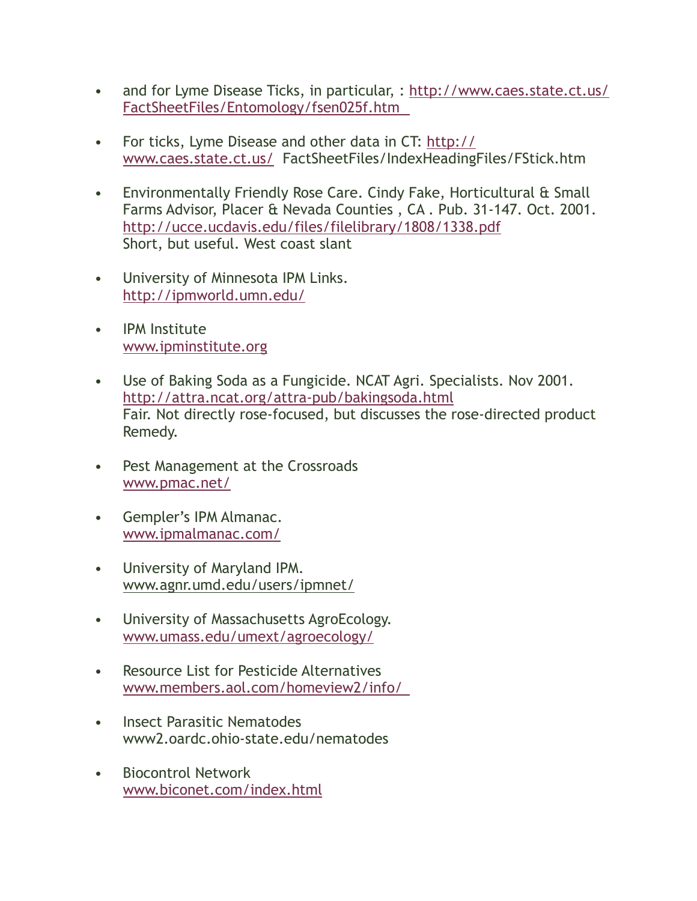- and for Lyme Disease Ticks, in particular, : http://www.caes.state.ct.us/FactSheetFiles/Entomology/fsen025f.htm

- For ticks, Lyme Disease and other data in CT: http://www.caes.state.ct.us/ FactSheetFiles/IndexHeadingFiles/FStick.htm

- Environmentally Friendly Rose Care. Cindy Fake, Horticultural & Small Farms Advisor, Placer & Nevada Counties , CA . Pub. 31-147. Oct. 2001. http://ucce.ucdavis.edu/files/filelibrary/1808/1338.pdf  
  Short, but useful. West coast slant

- University of Minnesota IPM Links.  
  http://ipmworld.umn.edu/

- IPM Institute  
  www.ipminstitute.org

- Use of Baking Soda as a Fungicide. NCAT Agri. Specialists. Nov 2001.  
  http://attra.ncat.org/attra-pub/bakingsoda.html  
  Fair. Not directly rose-focused, but discusses the rose-directed product Remedy.

- Pest Management at the Crossroads  
  www.pmac.net/

- Gempler's IPM Almanac.  
  www.ipmalmanac.com/

- University of Maryland IPM.  
  www.agnr.umd.edu/users/ipmnet/

- University of Massachusetts AgroEcology.  
  www.umass.edu/umext/agroecology/

- Resource List for Pesticide Alternatives  
  www.members.aol.com/homeview2/info/

- Insect Parasitic Nematodes  
  www2.oardc.ohio-state.edu/nematodes

- Biocontrol Network  
  www.biconet.com/index.html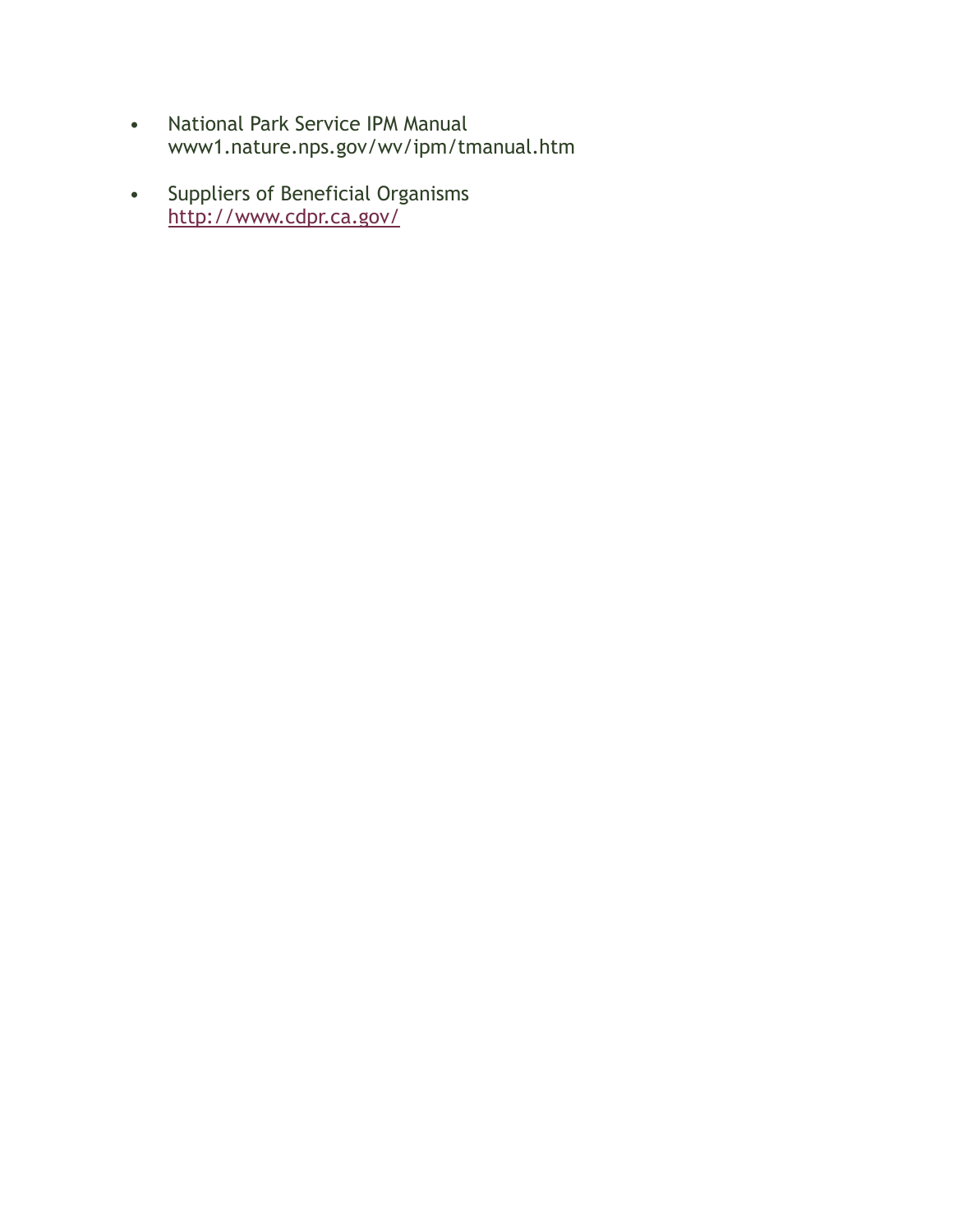- National Park Service IPM Manual
  www1.nature.nps.gov/wv/ipm/tmanual.htm

- Suppliers of Beneficial Organisms
  http://www.cdpr.ca.gov/